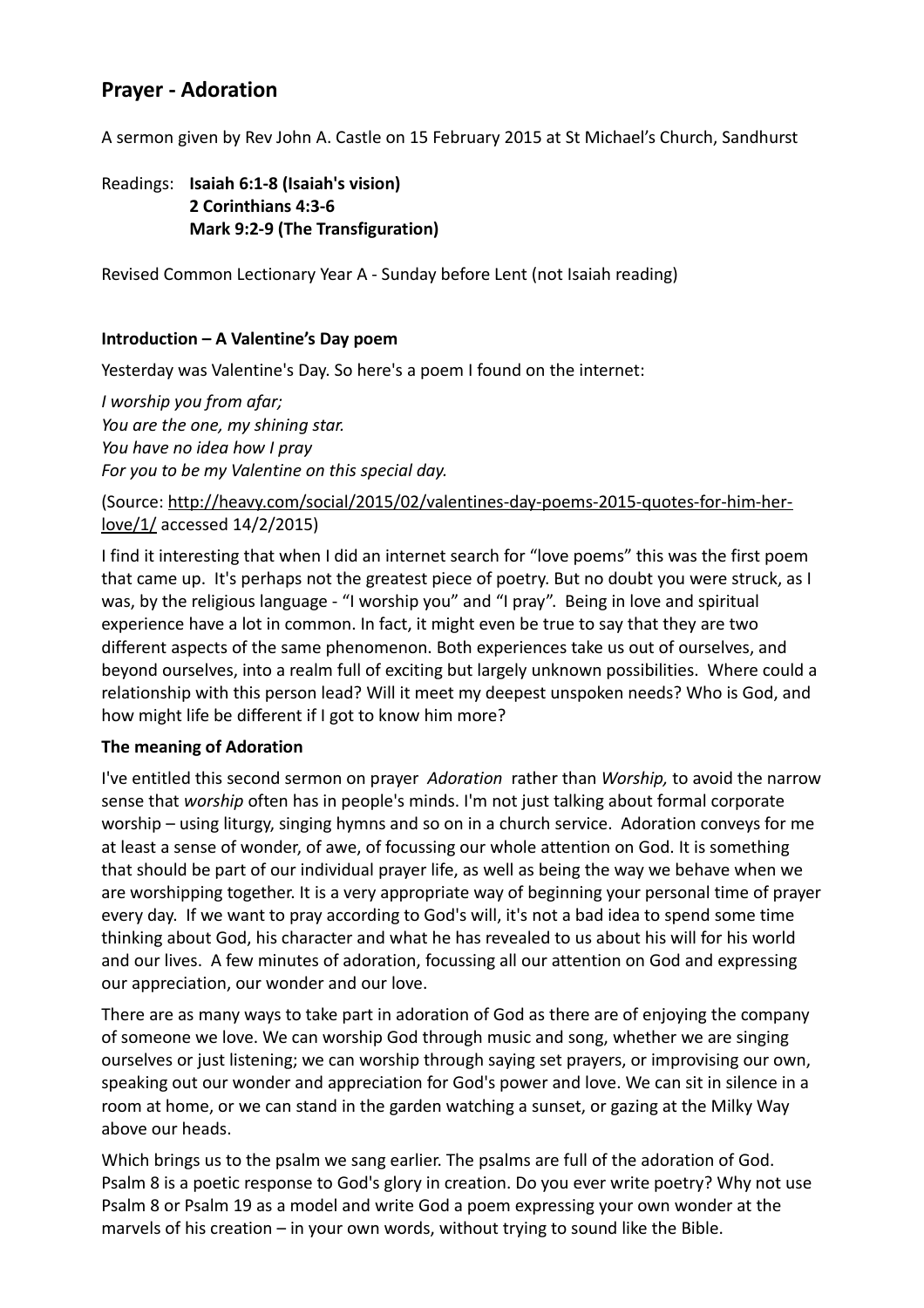# Prayer - Adoration

A sermon given by Rev John A. Castle on 15 February 2015 at St Michael's Church, Sandhurst

Readings: **Isaiah 6:1-8 (Isaiah's vision)**
**2 Corinthians 4:3-6**
**Mark 9:2-9 (The Transfiguration)**

Revised Common Lectionary Year A - Sunday before Lent (not Isaiah reading)

### Introduction – A Valentine's Day poem

Yesterday was Valentine's Day. So here's a poem I found on the internet:

*I worship you from afar;*
*You are the one, my shining star.*
*You have no idea how I pray*
*For you to be my Valentine on this special day.*

(Source: http://heavy.com/social/2015/02/valentines-day-poems-2015-quotes-for-him-her-love/1/ accessed 14/2/2015)

I find it interesting that when I did an internet search for "love poems" this was the first poem that came up. It's perhaps not the greatest piece of poetry. But no doubt you were struck, as I was, by the religious language - "I worship you" and "I pray". Being in love and spiritual experience have a lot in common. In fact, it might even be true to say that they are two different aspects of the same phenomenon. Both experiences take us out of ourselves, and beyond ourselves, into a realm full of exciting but largely unknown possibilities. Where could a relationship with this person lead? Will it meet my deepest unspoken needs? Who is God, and how might life be different if I got to know him more?

### The meaning of Adoration

I've entitled this second sermon on prayer *Adoration* rather than *Worship,* to avoid the narrow sense that *worship* often has in people's minds. I'm not just talking about formal corporate worship – using liturgy, singing hymns and so on in a church service. Adoration conveys for me at least a sense of wonder, of awe, of focussing our whole attention on God. It is something that should be part of our individual prayer life, as well as being the way we behave when we are worshipping together. It is a very appropriate way of beginning your personal time of prayer every day. If we want to pray according to God's will, it's not a bad idea to spend some time thinking about God, his character and what he has revealed to us about his will for his world and our lives. A few minutes of adoration, focussing all our attention on God and expressing our appreciation, our wonder and our love.

There are as many ways to take part in adoration of God as there are of enjoying the company of someone we love. We can worship God through music and song, whether we are singing ourselves or just listening; we can worship through saying set prayers, or improvising our own, speaking out our wonder and appreciation for God's power and love. We can sit in silence in a room at home, or we can stand in the garden watching a sunset, or gazing at the Milky Way above our heads.

Which brings us to the psalm we sang earlier. The psalms are full of the adoration of God. Psalm 8 is a poetic response to God's glory in creation. Do you ever write poetry? Why not use Psalm 8 or Psalm 19 as a model and write God a poem expressing your own wonder at the marvels of his creation – in your own words, without trying to sound like the Bible.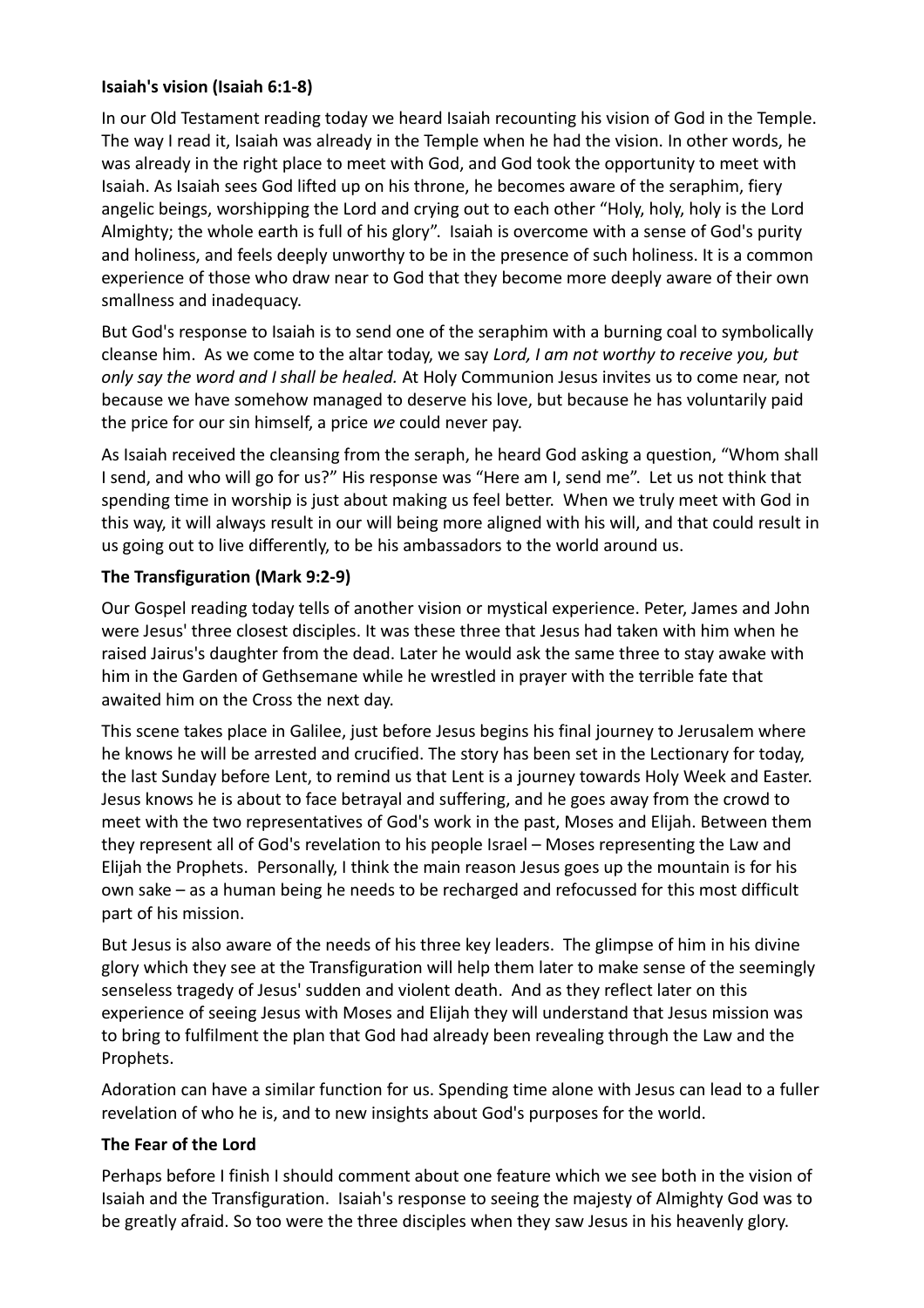**Isaiah's vision (Isaiah 6:1-8)**

In our Old Testament reading today we heard Isaiah recounting his vision of God in the Temple. The way I read it, Isaiah was already in the Temple when he had the vision. In other words, he was already in the right place to meet with God, and God took the opportunity to meet with Isaiah. As Isaiah sees God lifted up on his throne, he becomes aware of the seraphim, fiery angelic beings, worshipping the Lord and crying out to each other "Holy, holy, holy is the Lord Almighty; the whole earth is full of his glory". Isaiah is overcome with a sense of God's purity and holiness, and feels deeply unworthy to be in the presence of such holiness. It is a common experience of those who draw near to God that they become more deeply aware of their own smallness and inadequacy.

But God's response to Isaiah is to send one of the seraphim with a burning coal to symbolically cleanse him. As we come to the altar today, we say *Lord, I am not worthy to receive you, but only say the word and I shall be healed.* At Holy Communion Jesus invites us to come near, not because we have somehow managed to deserve his love, but because he has voluntarily paid the price for our sin himself, a price *we* could never pay.

As Isaiah received the cleansing from the seraph, he heard God asking a question, "Whom shall I send, and who will go for us?" His response was "Here am I, send me". Let us not think that spending time in worship is just about making us feel better. When we truly meet with God in this way, it will always result in our will being more aligned with his will, and that could result in us going out to live differently, to be his ambassadors to the world around us.

**The Transfiguration (Mark 9:2-9)**

Our Gospel reading today tells of another vision or mystical experience. Peter, James and John were Jesus' three closest disciples. It was these three that Jesus had taken with him when he raised Jairus's daughter from the dead. Later he would ask the same three to stay awake with him in the Garden of Gethsemane while he wrestled in prayer with the terrible fate that awaited him on the Cross the next day.

This scene takes place in Galilee, just before Jesus begins his final journey to Jerusalem where he knows he will be arrested and crucified. The story has been set in the Lectionary for today, the last Sunday before Lent, to remind us that Lent is a journey towards Holy Week and Easter. Jesus knows he is about to face betrayal and suffering, and he goes away from the crowd to meet with the two representatives of God's work in the past, Moses and Elijah. Between them they represent all of God's revelation to his people Israel – Moses representing the Law and Elijah the Prophets. Personally, I think the main reason Jesus goes up the mountain is for his own sake – as a human being he needs to be recharged and refocussed for this most difficult part of his mission.

But Jesus is also aware of the needs of his three key leaders. The glimpse of him in his divine glory which they see at the Transfiguration will help them later to make sense of the seemingly senseless tragedy of Jesus' sudden and violent death. And as they reflect later on this experience of seeing Jesus with Moses and Elijah they will understand that Jesus mission was to bring to fulfilment the plan that God had already been revealing through the Law and the Prophets.

Adoration can have a similar function for us. Spending time alone with Jesus can lead to a fuller revelation of who he is, and to new insights about God's purposes for the world.

**The Fear of the Lord**

Perhaps before I finish I should comment about one feature which we see both in the vision of Isaiah and the Transfiguration. Isaiah's response to seeing the majesty of Almighty God was to be greatly afraid. So too were the three disciples when they saw Jesus in his heavenly glory.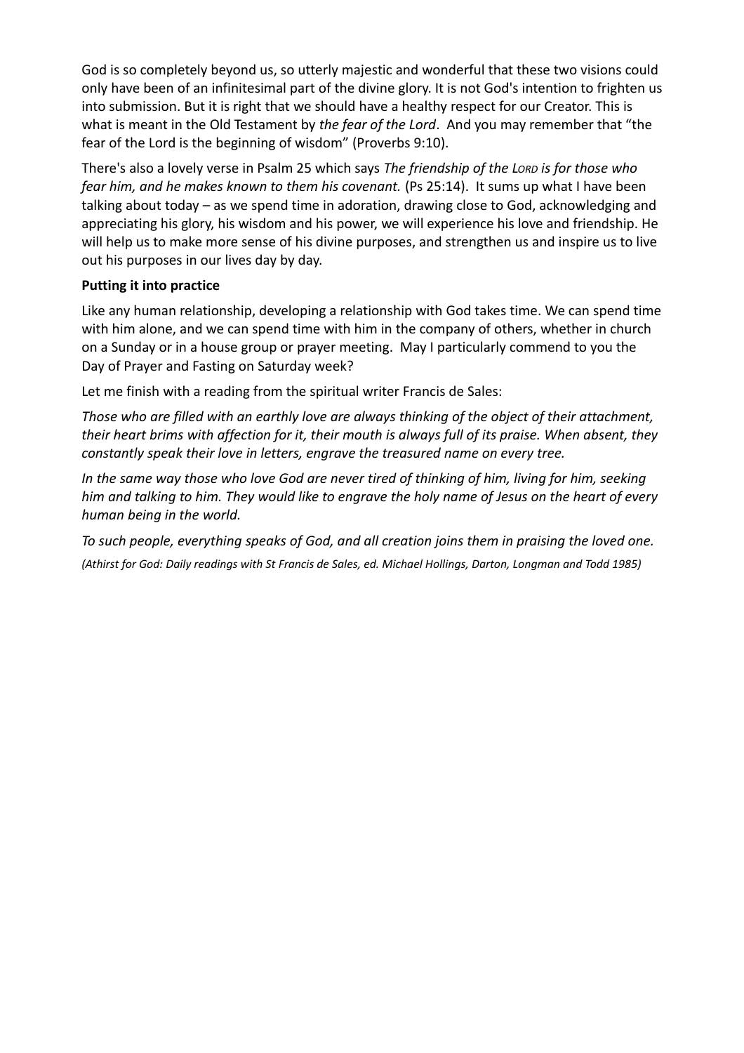God is so completely beyond us, so utterly majestic and wonderful that these two visions could only have been of an infinitesimal part of the divine glory. It is not God's intention to frighten us into submission. But it is right that we should have a healthy respect for our Creator. This is what is meant in the Old Testament by *the fear of the Lord*. And you may remember that "the fear of the Lord is the beginning of wisdom" (Proverbs 9:10).

There's also a lovely verse in Psalm 25 which says *The friendship of the LORD is for those who fear him, and he makes known to them his covenant.* (Ps 25:14). It sums up what I have been talking about today – as we spend time in adoration, drawing close to God, acknowledging and appreciating his glory, his wisdom and his power, we will experience his love and friendship. He will help us to make more sense of his divine purposes, and strengthen us and inspire us to live out his purposes in our lives day by day.

**Putting it into practice**

Like any human relationship, developing a relationship with God takes time. We can spend time with him alone, and we can spend time with him in the company of others, whether in church on a Sunday or in a house group or prayer meeting. May I particularly commend to you the Day of Prayer and Fasting on Saturday week?

Let me finish with a reading from the spiritual writer Francis de Sales:

*Those who are filled with an earthly love are always thinking of the object of their attachment, their heart brims with affection for it, their mouth is always full of its praise. When absent, they constantly speak their love in letters, engrave the treasured name on every tree.*

*In the same way those who love God are never tired of thinking of him, living for him, seeking him and talking to him. They would like to engrave the holy name of Jesus on the heart of every human being in the world.*

*To such people, everything speaks of God, and all creation joins them in praising the loved one.*

*(Athirst for God: Daily readings with St Francis de Sales, ed. Michael Hollings, Darton, Longman and Todd 1985)*